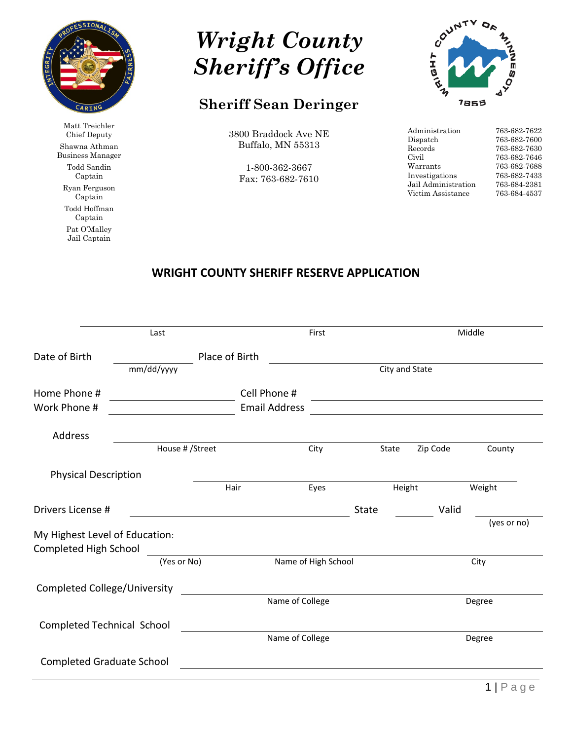# *Wright County Sheriff's Office*

## Sheriff Sean Deringer

Matt Treichler
Chief Deputy

Shawna Athman
Business Manager

Todd Sandin
Captain

Ryan Ferguson
Captain

Todd Hoffman
Captain

Pat O'Malley
Jail Captain

3800 Braddock Ave NE
Buffalo, MN 55313

1-800-362-3667
Fax: 763-682-7610

| | |
|---|---|
| Administration | 763-682-7622 |
| Dispatch | 763-682-7600 |
| Records | 763-682-7630 |
| Civil | 763-682-7646 |
| Warrants | 763-682-7688 |
| Investigations | 763-682-7433 |
| Jail Administration | 763-684-2381 |
| Victim Assistance | 763-684-4537 |

## WRIGHT COUNTY SHERIFF RESERVE APPLICATION

______________________________________________________________
Last First Middle

Date of Birth ______________ Place of Birth ______________________________
mm/dd/yyyy City and State

Home Phone # ______________ Cell Phone # ______________

Work Phone # ______________ Email Address ______________

Address ______________________________________________________________
House # /Street City State Zip Code County

Physical Description ______________________________________________
Hair Eyes Height Weight

Drivers License # ______________________ State ________ Valid ________
(yes or no)

My Highest Level of Education:

Completed High School ______________________________________________
(Yes or No) Name of High School City

Completed College/University ______________________________________________
Name of College Degree

Completed Technical School ______________________________________________
Name of College Degree

Completed Graduate School ______________________________________________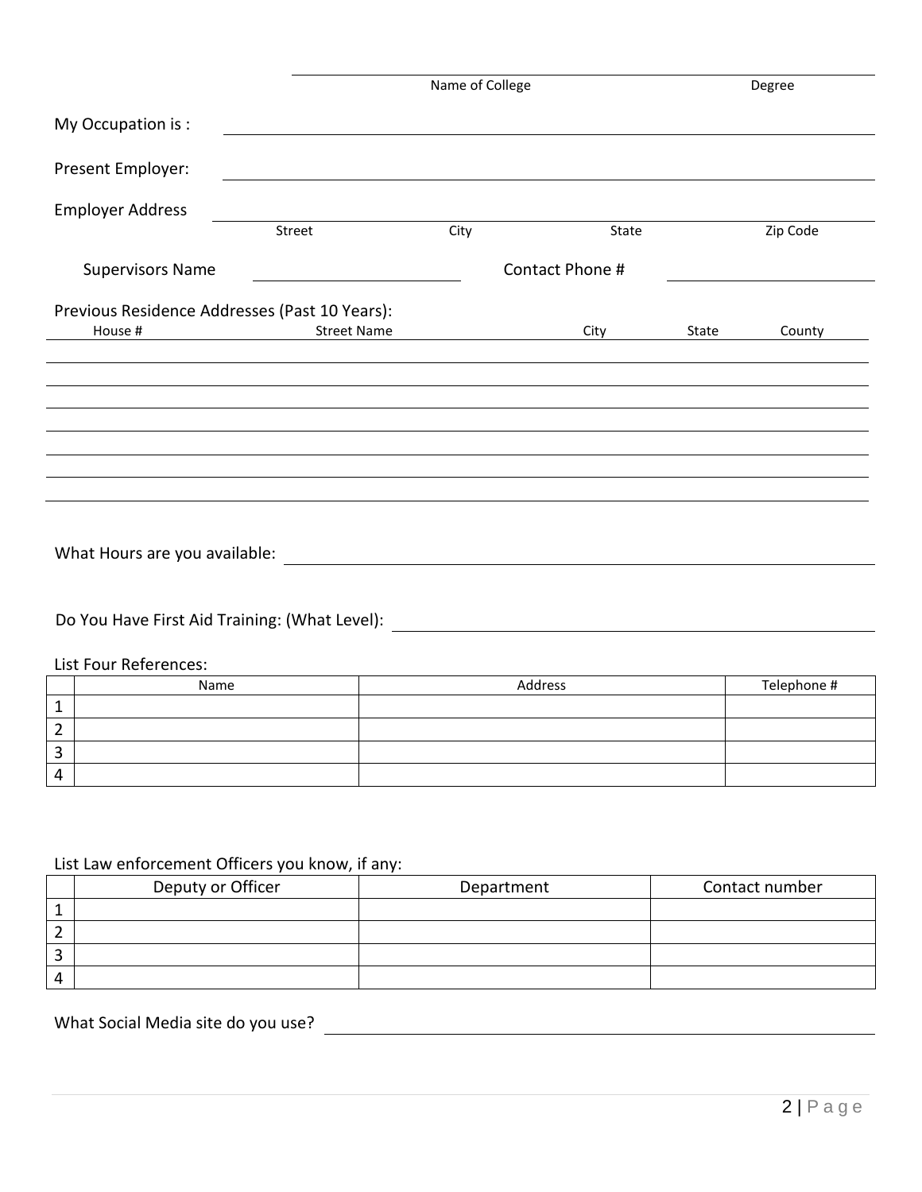Name of College Degree

My Occupation is : \_\_\_\_\_\_\_\_\_\_\_\_\_\_\_\_\_\_\_\_\_\_\_\_\_\_\_\_\_\_

Present Employer: \_\_\_\_\_\_\_\_\_\_\_\_\_\_\_\_\_\_\_\_\_\_\_\_\_\_\_\_\_\_

Employer Address \_\_\_\_\_\_\_\_\_\_\_\_\_\_\_\_\_\_\_\_\_\_\_\_\_\_\_\_\_\_

Street City State Zip Code

Supervisors Name \_\_\_\_\_\_\_\_\_\_\_\_\_\_\_\_ Contact Phone # \_\_\_\_\_\_\_\_\_\_\_\_\_\_\_\_

Previous Residence Addresses (Past 10 Years):

| House # | Street Name | City | State | County |
|---|---|---|---|---|
| | | | | |
| | | | | |
| | | | | |
| | | | | |
| | | | | |
| | | | | |
| | | | | |

What Hours are you available: \_\_\_\_\_\_\_\_\_\_\_\_\_\_\_\_\_\_\_\_\_\_\_\_\_\_\_\_\_\_

Do You Have First Aid Training: (What Level): \_\_\_\_\_\_\_\_\_\_\_\_\_\_\_\_\_\_\_\_\_\_\_\_\_\_\_\_\_\_

List Four References:

| | Name | Address | Telephone # |
|---|---|---|---|
| 1 | | | |
| 2 | | | |
| 3 | | | |
| 4 | | | |

List Law enforcement Officers you know, if any:

| | Deputy or Officer | Department | Contact number |
|---|---|---|---|
| 1 | | | |
| 2 | | | |
| 3 | | | |
| 4 | | | |

What Social Media site do you use? \_\_\_\_\_\_\_\_\_\_\_\_\_\_\_\_\_\_\_\_\_\_\_\_\_\_\_\_\_\_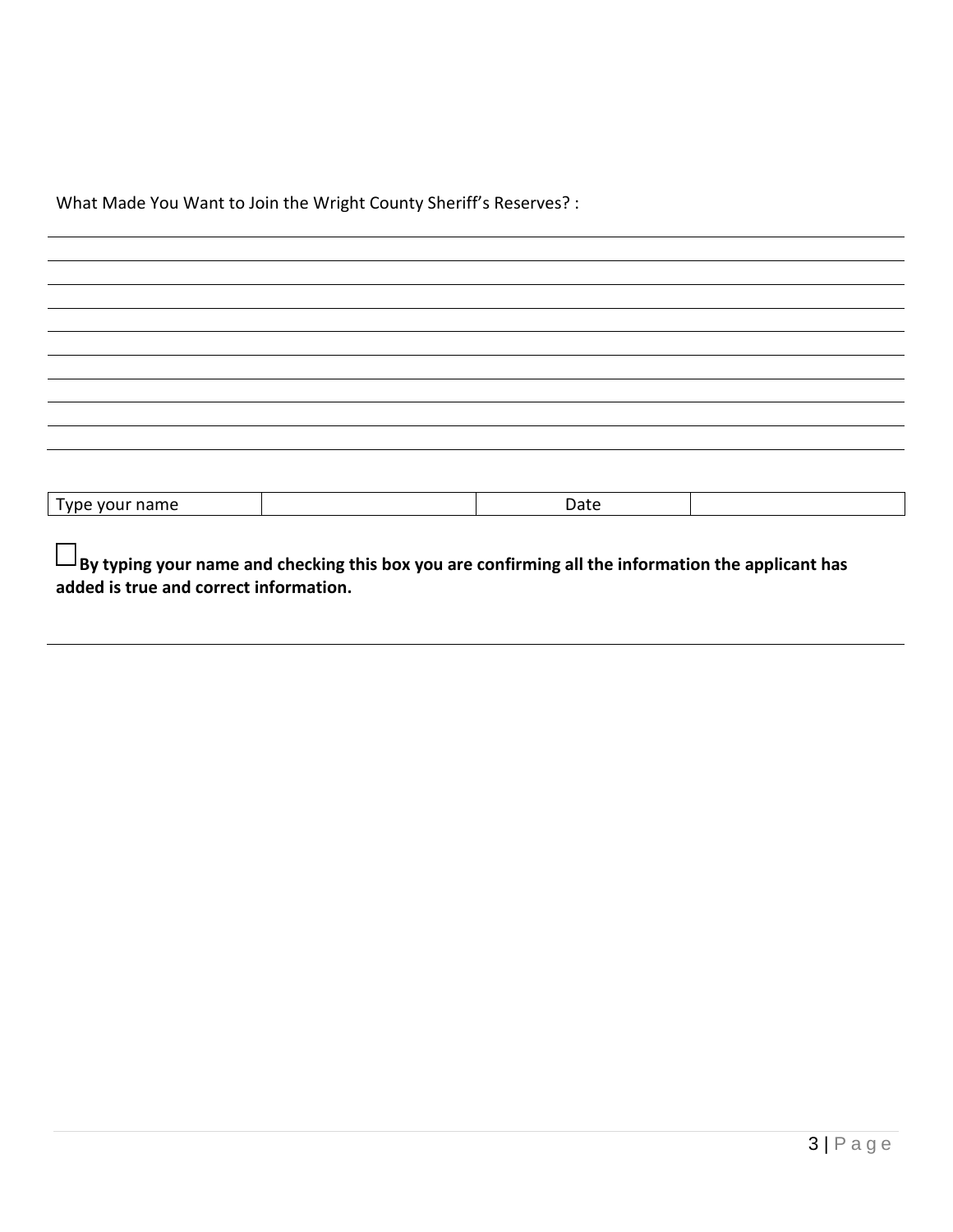What Made You Want to Join the Wright County Sheriff's Reserves? :

| | | | |
|---|---|---|---|
| Type your name | | Date | |

☐ **By typing your name and checking this box you are confirming all the information the applicant has added is true and correct information.**